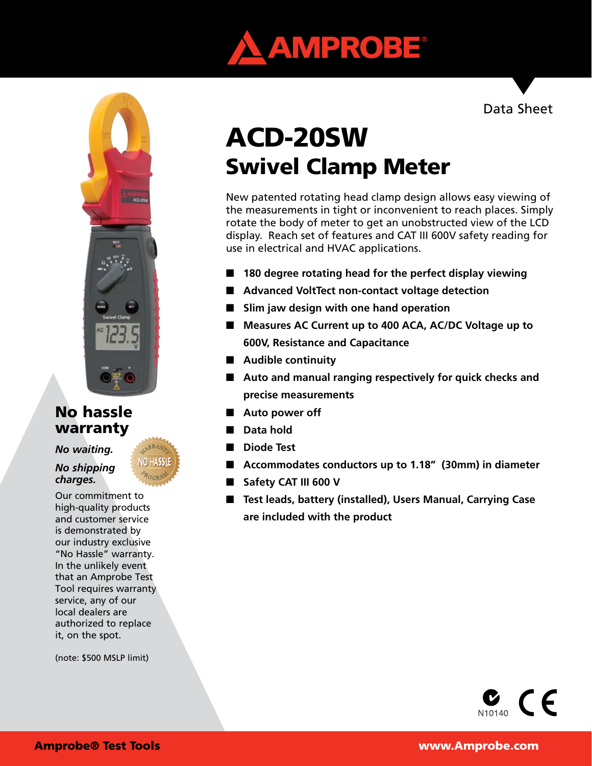Data Sheet

# ACD-20SW
## Swivel Clamp Meter

New patented rotating head clamp design allows easy viewing of the measurements in tight or inconvenient to reach places. Simply rotate the body of meter to get an unobstructed view of the LCD display. Reach set of features and CAT III 600V safety reading for use in electrical and HVAC applications.

- **180 degree rotating head for the perfect display viewing**
- **Advanced VoltTect non-contact voltage detection**
- **Slim jaw design with one hand operation**
- **Measures AC Current up to 400 ACA, AC/DC Voltage up to 600V, Resistance and Capacitance**
- **Audible continuity**
- **Auto and manual ranging respectively for quick checks and precise measurements**
- **Auto power off**
- **Data hold**
- **Diode Test**
- **Accommodates conductors up to 1.18" (30mm) in diameter**
- **Safety CAT III 600 V**
- **Test leads, battery (installed), Users Manual, Carrying Case are included with the product**

## No hassle warranty

***No waiting.***

***No shipping charges.***

Our commitment to high-quality products and customer service is demonstrated by our industry exclusive "No Hassle" warranty. In the unlikely event that an Amprobe Test Tool requires warranty service, any of our local dealers are authorized to replace it, on the spot.

(note: $500 MSLP limit)

N10140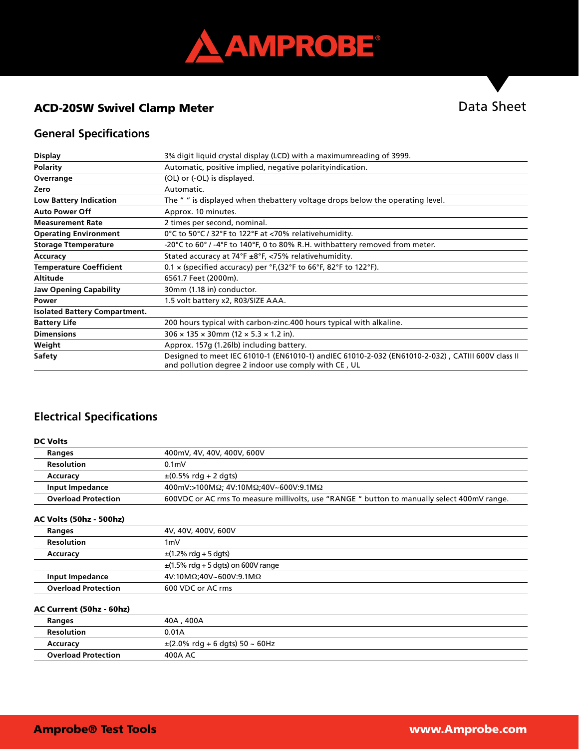# ACD-20SW Swivel Clamp Meter

Data Sheet

## General Specifications

| | |
|---|---|
| **Display** | 3¾ digit liquid crystal display (LCD) with a maximumreading of 3999. |
| **Polarity** | Automatic, positive implied, negative polarityindication. |
| **Overrange** | (OL) or (-OL) is displayed. |
| **Zero** | Automatic. |
| **Low Battery Indication** | The " " is displayed when thebattery voltage drops below the operating level. |
| **Auto Power Off** | Approx. 10 minutes. |
| **Measurement Rate** | 2 times per second, nominal. |
| **Operating Environment** | 0°C to 50°C / 32°F to 122°F at <70% relativehumidity. |
| **Storage Ttemperature** | -20°C to 60° / -4°F to 140°F, 0 to 80% R.H. withbattery removed from meter. |
| **Accuracy** | Stated accuracy at 74°F ±8°F, <75% relativehumidity. |
| **Temperature Coefficient** | 0.1 × (specified accuracy) per °F,(32°F to 66°F, 82°F to 122°F). |
| **Altitude** | 6561.7 Feet (2000m). |
| **Jaw Opening Capability** | 30mm (1.18 in) conductor. |
| **Power** | 1.5 volt battery x2, R03/SIZE AAA. |
| **Isolated Battery Compartment.** | |
| **Battery Life** | 200 hours typical with carbon-zinc.400 hours typical with alkaline. |
| **Dimensions** | 306 × 135 × 30mm (12 × 5.3 × 1.2 in). |
| **Weight** | Approx. 157g (1.26lb) including battery. |
| **Safety** | Designed to meet IEC 61010-1 (EN61010-1) andIEC 61010-2-032 (EN61010-2-032) , CATIII 600V class II and pollution degree 2 indoor use comply with CE , UL |

## Electrical Specifications

**DC Volts**

| | |
|---|---|
| **Ranges** | 400mV, 4V, 40V, 400V, 600V |
| **Resolution** | 0.1mV |
| **Accuracy** | ±(0.5% rdg + 2 dgts) |
| **Input Impedance** | 400mV:>100MΩ; 4V:10MΩ;40V~600V:9.1MΩ |
| **Overload Protection** | 600VDC or AC rms To measure millivolts, use "RANGE " button to manually select 400mV range. |

**AC Volts (50hz - 500hz)**

| | |
|---|---|
| **Ranges** | 4V, 40V, 400V, 600V |
| **Resolution** | 1mV |
| **Accuracy** | ±(1.2% rdg + 5 dgts) |
| | ±(1.5% rdg + 5 dgts) on 600V range |
| **Input Impedance** | 4V:10MΩ;40V~600V:9.1MΩ |
| **Overload Protection** | 600 VDC or AC rms |

**AC Current (50hz - 60hz)**

| | |
|---|---|
| **Ranges** | 40A , 400A |
| **Resolution** | 0.01A |
| **Accuracy** | ±(2.0% rdg + 6 dgts) 50 ~ 60Hz |
| **Overload Protection** | 400A AC |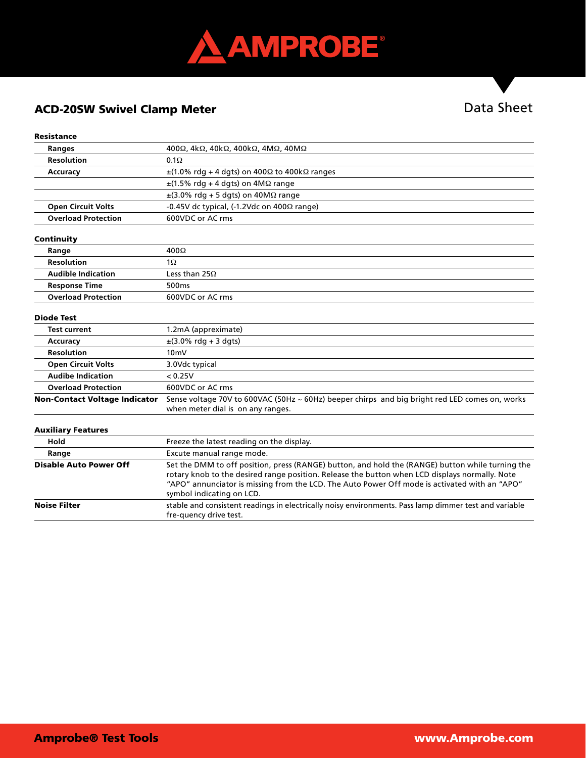**ACD-20SW Swivel Clamp Meter**

Data Sheet

**Resistance**

| | |
|---|---|
| **Ranges** | 400Ω, 4kΩ, 40kΩ, 400kΩ, 4MΩ, 40MΩ |
| **Resolution** | 0.1Ω |
| **Accuracy** | ±(1.0% rdg + 4 dgts) on 400Ω to 400kΩ ranges |
| | ±(1.5% rdg + 4 dgts) on 4MΩ range |
| | ±(3.0% rdg + 5 dgts) on 40MΩ range |
| **Open Circuit Volts** | -0.45V dc typical, (-1.2Vdc on 400Ω range) |
| **Overload Protection** | 600VDC or AC rms |

**Continuity**

| | |
|---|---|
| **Range** | 400Ω |
| **Resolution** | 1Ω |
| **Audible Indication** | Less than 25Ω |
| **Response Time** | 500ms |
| **Overload Protection** | 600VDC or AC rms |

**Diode Test**

| | |
|---|---|
| **Test current** | 1.2mA (apprximate) |
| **Accuracy** | ±(3.0% rdg + 3 dgts) |
| **Resolution** | 10mV |
| **Open Circuit Volts** | 3.0Vdc typical |
| **Audibe Indication** | < 0.25V |
| **Overload Protection** | 600VDC or AC rms |
| **Non-Contact Voltage Indicator** | Sense voltage 70V to 600VAC (50Hz ~ 60Hz) beeper chirps and big bright red LED comes on, works when meter dial is on any ranges. |

**Auxiliary Features**

| | |
|---|---|
| **Hold** | Freeze the latest reading on the display. |
| **Range** | Excute manual range mode. |
| **Disable Auto Power Off** | Set the DMM to off position, press (RANGE) button, and hold the (RANGE) button while turning the rotary knob to the desired range position. Release the button when LCD displays normally. Note "APO" annunciator is missing from the LCD. The Auto Power Off mode is activated with an "APO" symbol indicating on LCD. |
| **Noise Filter** | stable and consistent readings in electrically noisy environments. Pass lamp dimmer test and variable fre-quency drive test. |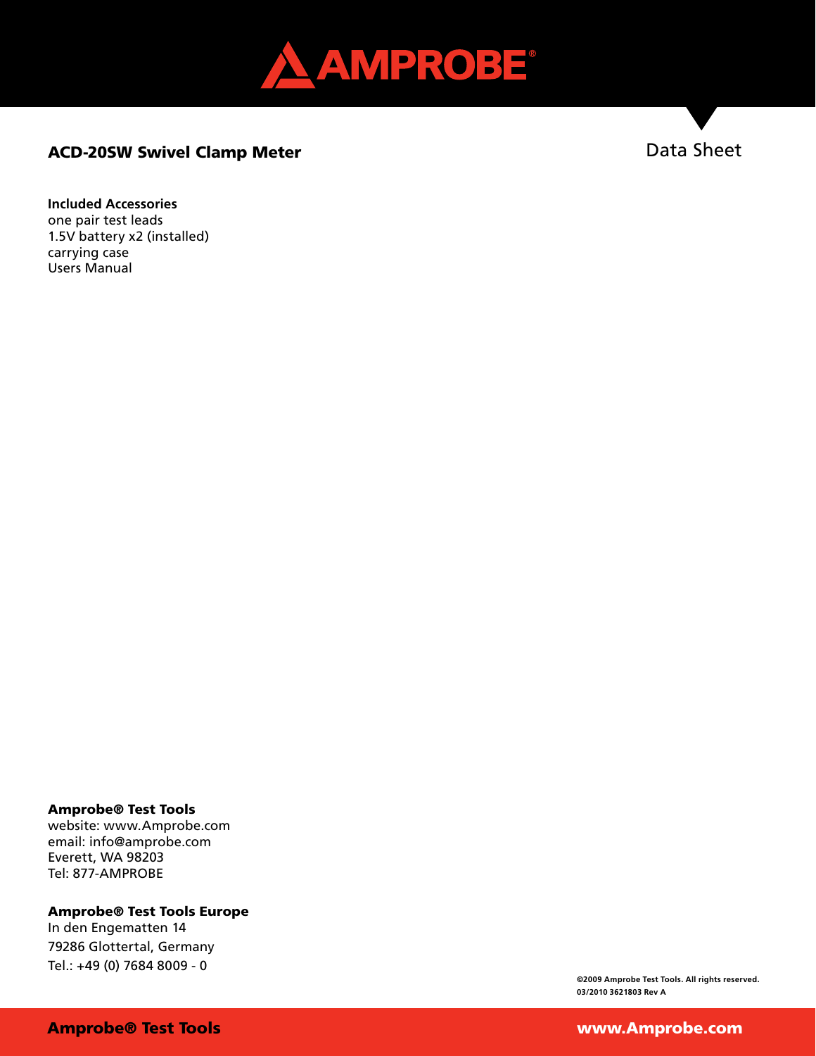## ACD-20SW Swivel Clamp Meter

Data Sheet

**Included Accessories**
one pair test leads
1.5V battery x2 (installed)
carrying case
Users Manual

**Amprobe® Test Tools**
website: www.Amprobe.com
email: info@amprobe.com
Everett, WA 98203
Tel: 877-AMPROBE

**Amprobe® Test Tools Europe**
In den Engematten 14
79286 Glottertal, Germany
Tel.: +49 (0) 7684 8009 - 0

**©2009 Amprobe Test Tools. All rights reserved.**
**03/2010 3621803 Rev A**